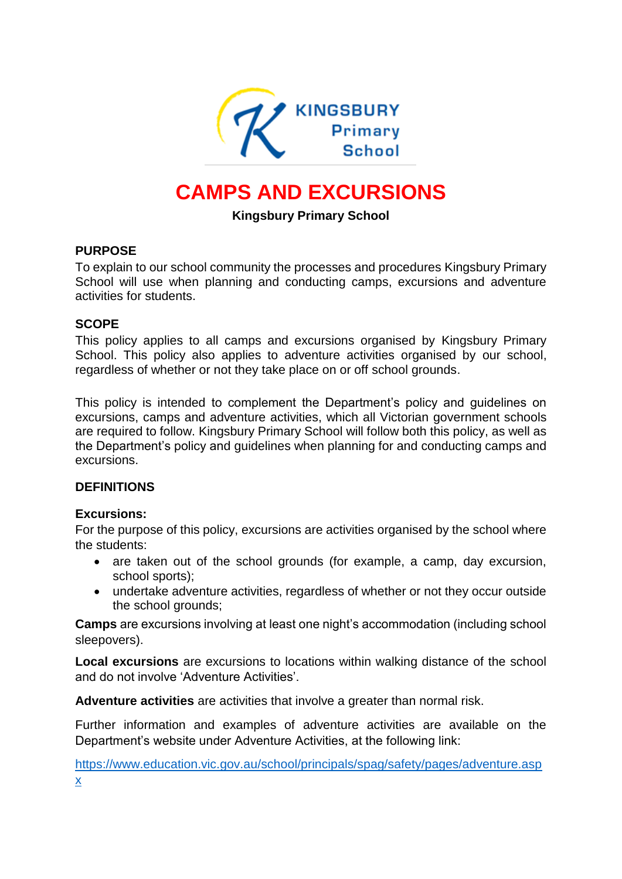# CAMPS AND EXCURSIONS

**Kingsbury Primary School**

## PURPOSE

To explain to our school community the processes and procedures Kingsbury Primary School will use when planning and conducting camps, excursions and adventure activities for students.

## SCOPE

This policy applies to all camps and excursions organised by Kingsbury Primary School. This policy also applies to adventure activities organised by our school, regardless of whether or not they take place on or off school grounds.

This policy is intended to complement the Department's policy and guidelines on excursions, camps and adventure activities, which all Victorian government schools are required to follow. Kingsbury Primary School will follow both this policy, as well as the Department's policy and guidelines when planning for and conducting camps and excursions.

## DEFINITIONS

### Excursions:

For the purpose of this policy, excursions are activities organised by the school where the students:

- are taken out of the school grounds (for example, a camp, day excursion, school sports);
- undertake adventure activities, regardless of whether or not they occur outside the school grounds;

**Camps** are excursions involving at least one night's accommodation (including school sleepovers).

**Local excursions** are excursions to locations within walking distance of the school and do not involve 'Adventure Activities'.

**Adventure activities** are activities that involve a greater than normal risk.

Further information and examples of adventure activities are available on the Department's website under Adventure Activities, at the following link:

https://www.education.vic.gov.au/school/principals/spag/safety/pages/adventure.aspx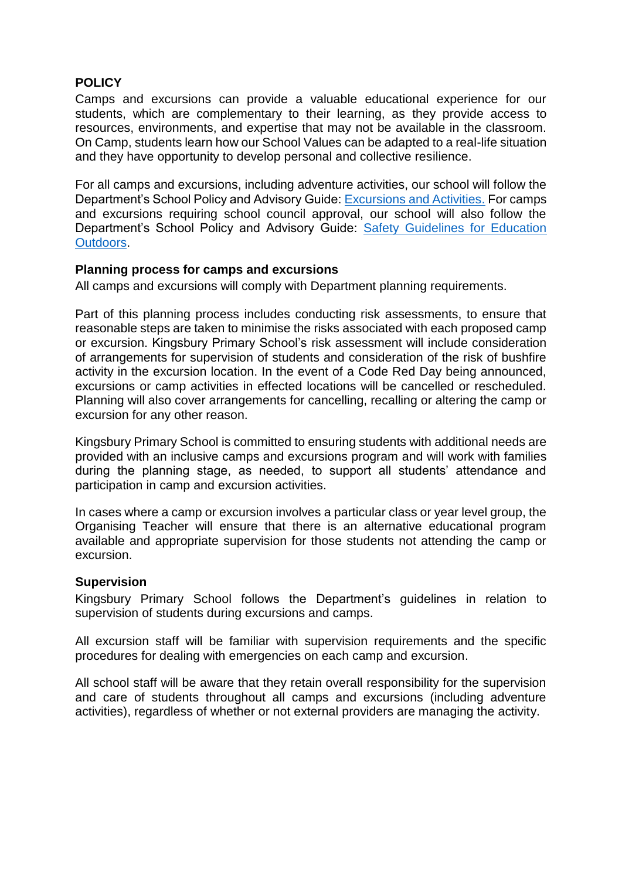## POLICY

Camps and excursions can provide a valuable educational experience for our students, which are complementary to their learning, as they provide access to resources, environments, and expertise that may not be available in the classroom. On Camp, students learn how our School Values can be adapted to a real-life situation and they have opportunity to develop personal and collective resilience.

For all camps and excursions, including adventure activities, our school will follow the Department's School Policy and Advisory Guide: [Excursions and Activities.](#) For camps and excursions requiring school council approval, our school will also follow the Department's School Policy and Advisory Guide: [Safety Guidelines for Education Outdoors](#).

### Planning process for camps and excursions

All camps and excursions will comply with Department planning requirements.

Part of this planning process includes conducting risk assessments, to ensure that reasonable steps are taken to minimise the risks associated with each proposed camp or excursion. Kingsbury Primary School's risk assessment will include consideration of arrangements for supervision of students and consideration of the risk of bushfire activity in the excursion location. In the event of a Code Red Day being announced, excursions or camp activities in effected locations will be cancelled or rescheduled. Planning will also cover arrangements for cancelling, recalling or altering the camp or excursion for any other reason.

Kingsbury Primary School is committed to ensuring students with additional needs are provided with an inclusive camps and excursions program and will work with families during the planning stage, as needed, to support all students' attendance and participation in camp and excursion activities.

In cases where a camp or excursion involves a particular class or year level group, the Organising Teacher will ensure that there is an alternative educational program available and appropriate supervision for those students not attending the camp or excursion.

### Supervision

Kingsbury Primary School follows the Department's guidelines in relation to supervision of students during excursions and camps.

All excursion staff will be familiar with supervision requirements and the specific procedures for dealing with emergencies on each camp and excursion.

All school staff will be aware that they retain overall responsibility for the supervision and care of students throughout all camps and excursions (including adventure activities), regardless of whether or not external providers are managing the activity.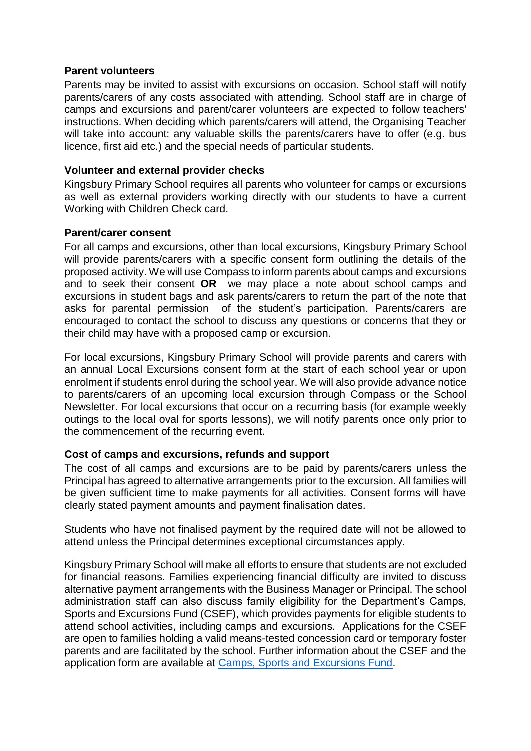**Parent volunteers**

Parents may be invited to assist with excursions on occasion. School staff will notify parents/carers of any costs associated with attending. School staff are in charge of camps and excursions and parent/carer volunteers are expected to follow teachers' instructions. When deciding which parents/carers will attend, the Organising Teacher will take into account: any valuable skills the parents/carers have to offer (e.g. bus licence, first aid etc.) and the special needs of particular students.

**Volunteer and external provider checks**

Kingsbury Primary School requires all parents who volunteer for camps or excursions as well as external providers working directly with our students to have a current Working with Children Check card.

**Parent/carer consent**

For all camps and excursions, other than local excursions, Kingsbury Primary School will provide parents/carers with a specific consent form outlining the details of the proposed activity. We will use Compass to inform parents about camps and excursions and to seek their consent **OR** we may place a note about school camps and excursions in student bags and ask parents/carers to return the part of the note that asks for parental permission of the student's participation. Parents/carers are encouraged to contact the school to discuss any questions or concerns that they or their child may have with a proposed camp or excursion.

For local excursions, Kingsbury Primary School will provide parents and carers with an annual Local Excursions consent form at the start of each school year or upon enrolment if students enrol during the school year. We will also provide advance notice to parents/carers of an upcoming local excursion through Compass or the School Newsletter. For local excursions that occur on a recurring basis (for example weekly outings to the local oval for sports lessons), we will notify parents once only prior to the commencement of the recurring event.

**Cost of camps and excursions, refunds and support**

The cost of all camps and excursions are to be paid by parents/carers unless the Principal has agreed to alternative arrangements prior to the excursion. All families will be given sufficient time to make payments for all activities. Consent forms will have clearly stated payment amounts and payment finalisation dates.

Students who have not finalised payment by the required date will not be allowed to attend unless the Principal determines exceptional circumstances apply.

Kingsbury Primary School will make all efforts to ensure that students are not excluded for financial reasons. Families experiencing financial difficulty are invited to discuss alternative payment arrangements with the Business Manager or Principal. The school administration staff can also discuss family eligibility for the Department's Camps, Sports and Excursions Fund (CSEF), which provides payments for eligible students to attend school activities, including camps and excursions. Applications for the CSEF are open to families holding a valid means-tested concession card or temporary foster parents and are facilitated by the school. Further information about the CSEF and the application form are available at [Camps, Sports and Excursions Fund](Camps, Sports and Excursions Fund).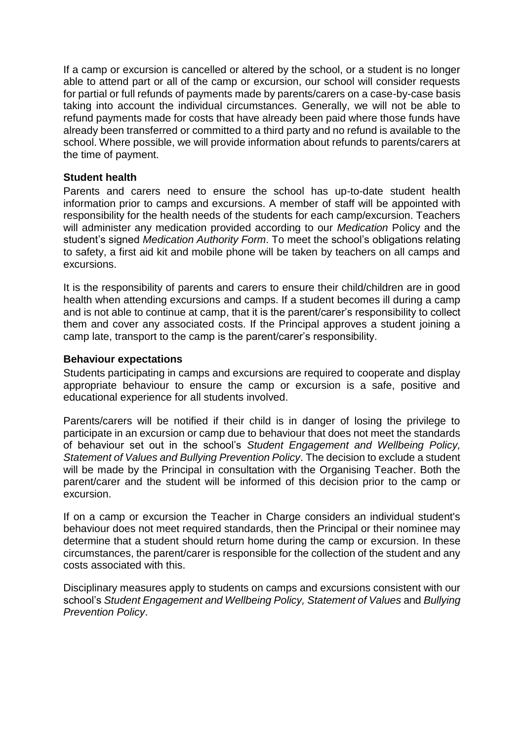If a camp or excursion is cancelled or altered by the school, or a student is no longer able to attend part or all of the camp or excursion, our school will consider requests for partial or full refunds of payments made by parents/carers on a case-by-case basis taking into account the individual circumstances. Generally, we will not be able to refund payments made for costs that have already been paid where those funds have already been transferred or committed to a third party and no refund is available to the school. Where possible, we will provide information about refunds to parents/carers at the time of payment.

### Student health

Parents and carers need to ensure the school has up-to-date student health information prior to camps and excursions. A member of staff will be appointed with responsibility for the health needs of the students for each camp/excursion. Teachers will administer any medication provided according to our *Medication* Policy and the student's signed *Medication Authority Form*. To meet the school's obligations relating to safety, a first aid kit and mobile phone will be taken by teachers on all camps and excursions.

It is the responsibility of parents and carers to ensure their child/children are in good health when attending excursions and camps. If a student becomes ill during a camp and is not able to continue at camp, that it is the parent/carer's responsibility to collect them and cover any associated costs. If the Principal approves a student joining a camp late, transport to the camp is the parent/carer's responsibility.

### Behaviour expectations

Students participating in camps and excursions are required to cooperate and display appropriate behaviour to ensure the camp or excursion is a safe, positive and educational experience for all students involved.

Parents/carers will be notified if their child is in danger of losing the privilege to participate in an excursion or camp due to behaviour that does not meet the standards of behaviour set out in the school's *Student Engagement and Wellbeing Policy, Statement of Values and Bullying Prevention Policy*. The decision to exclude a student will be made by the Principal in consultation with the Organising Teacher. Both the parent/carer and the student will be informed of this decision prior to the camp or excursion.

If on a camp or excursion the Teacher in Charge considers an individual student's behaviour does not meet required standards, then the Principal or their nominee may determine that a student should return home during the camp or excursion. In these circumstances, the parent/carer is responsible for the collection of the student and any costs associated with this.

Disciplinary measures apply to students on camps and excursions consistent with our school's *Student Engagement and Wellbeing Policy, Statement of Values* and *Bullying Prevention Policy*.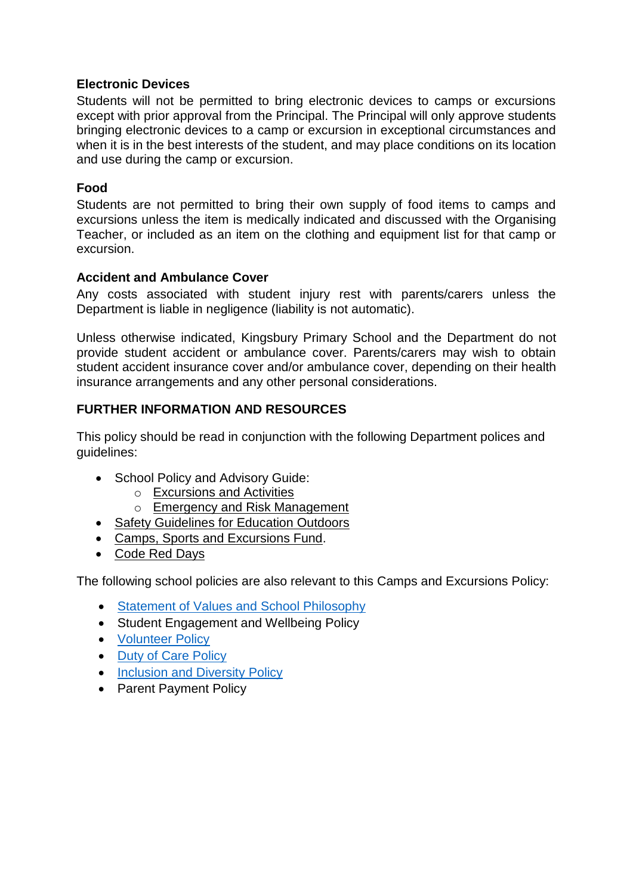**Electronic Devices**

Students will not be permitted to bring electronic devices to camps or excursions except with prior approval from the Principal. The Principal will only approve students bringing electronic devices to a camp or excursion in exceptional circumstances and when it is in the best interests of the student, and may place conditions on its location and use during the camp or excursion.

**Food**

Students are not permitted to bring their own supply of food items to camps and excursions unless the item is medically indicated and discussed with the Organising Teacher, or included as an item on the clothing and equipment list for that camp or excursion.

**Accident and Ambulance Cover**

Any costs associated with student injury rest with parents/carers unless the Department is liable in negligence (liability is not automatic).

Unless otherwise indicated, Kingsbury Primary School and the Department do not provide student accident or ambulance cover. Parents/carers may wish to obtain student accident insurance cover and/or ambulance cover, depending on their health insurance arrangements and any other personal considerations.

## FURTHER INFORMATION AND RESOURCES

This policy should be read in conjunction with the following Department polices and guidelines:

- School Policy and Advisory Guide:
  - Excursions and Activities
  - Emergency and Risk Management
- Safety Guidelines for Education Outdoors
- Camps, Sports and Excursions Fund.
- Code Red Days

The following school policies are also relevant to this Camps and Excursions Policy:

- Statement of Values and School Philosophy
- Student Engagement and Wellbeing Policy
- Volunteer Policy
- Duty of Care Policy
- Inclusion and Diversity Policy
- Parent Payment Policy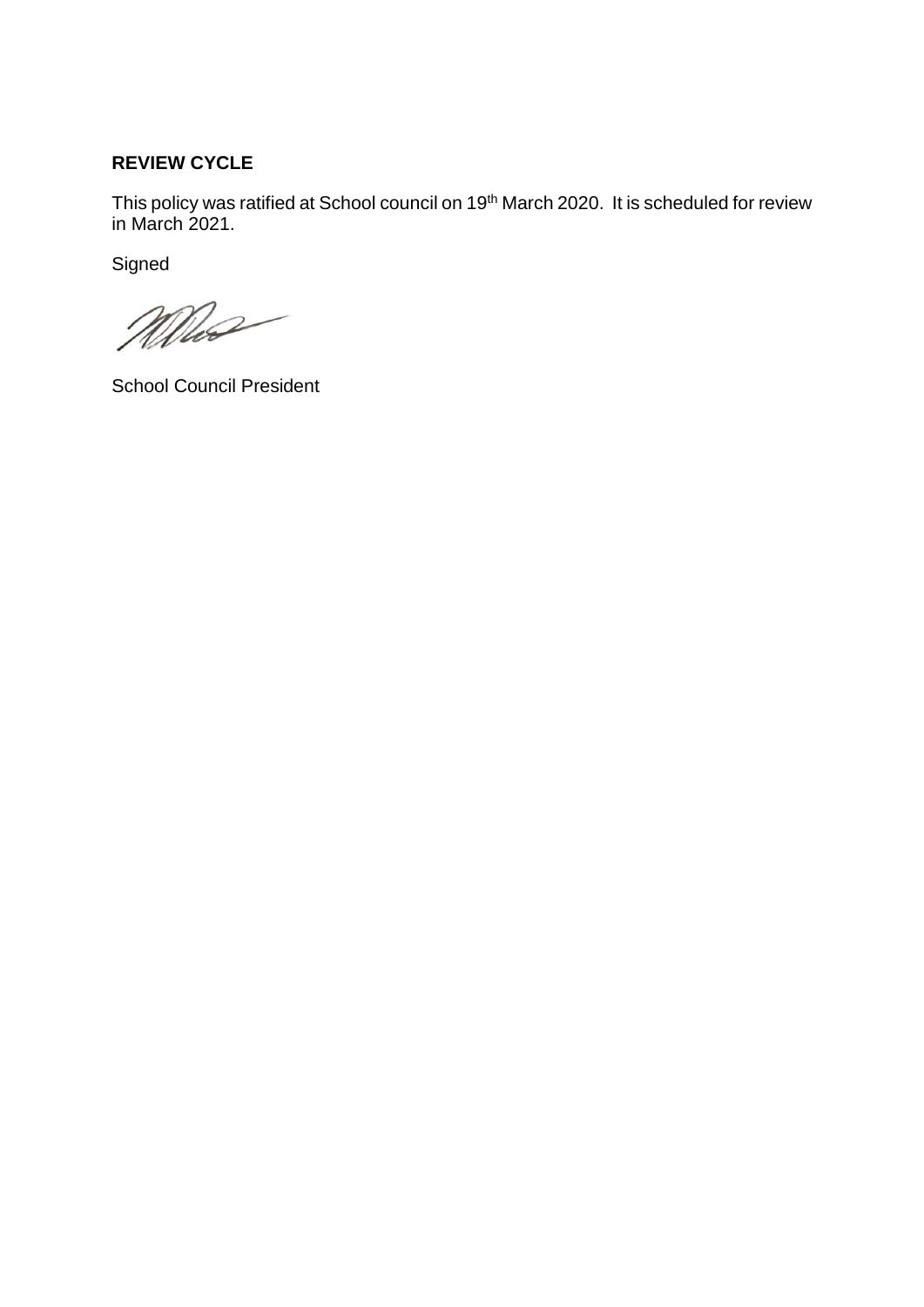**REVIEW CYCLE**

This policy was ratified at School council on 19th March 2020. It is scheduled for review in March 2021.

Signed

School Council President